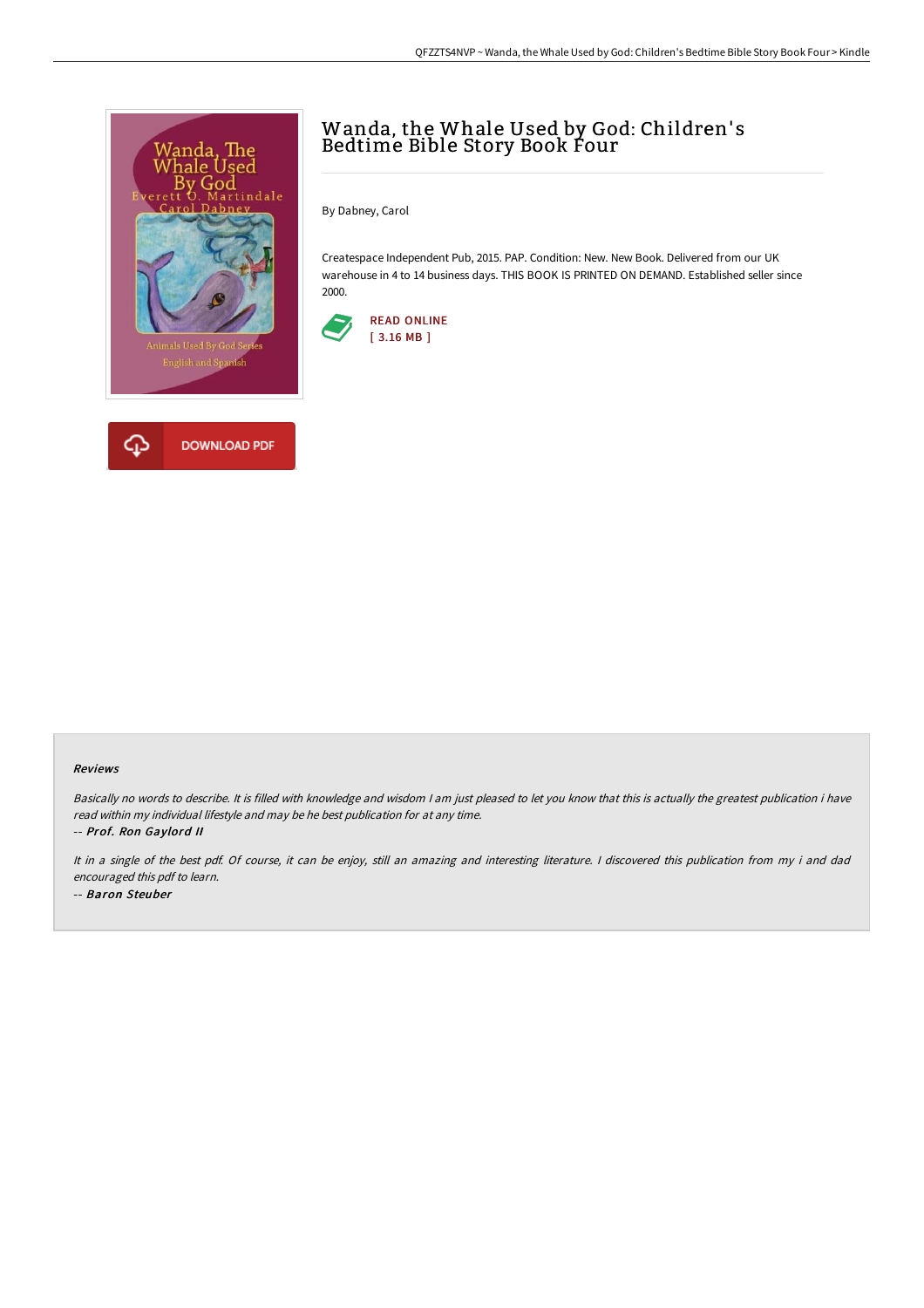# Wanda, the Whale Used by God: Children's Bedtime Bible Story Book Four

By Dabney, Carol

Createspace Independent Pub, 2015. PAP. Condition: New. New Book. Delivered from our UK warehouse in 4 to 14 business days. THIS BOOK IS PRINTED ON DEMAND. Established seller since 2000.

READ ONLINE
[ 3.16 MB ]

DOWNLOAD PDF

### Reviews

*Basically no words to describe. It is filled with knowledge and wisdom I am just pleased to let you know that this is actually the greatest publication i have read within my individual lifestyle and may be he best publication for at any time.*

*-- **Prof. Ron Gaylord II***

*It in a single of the best pdf. Of course, it can be enjoy, still an amazing and interesting literature. I discovered this publication from my i and dad encouraged this pdf to learn.*

*-- **Baron Steuber***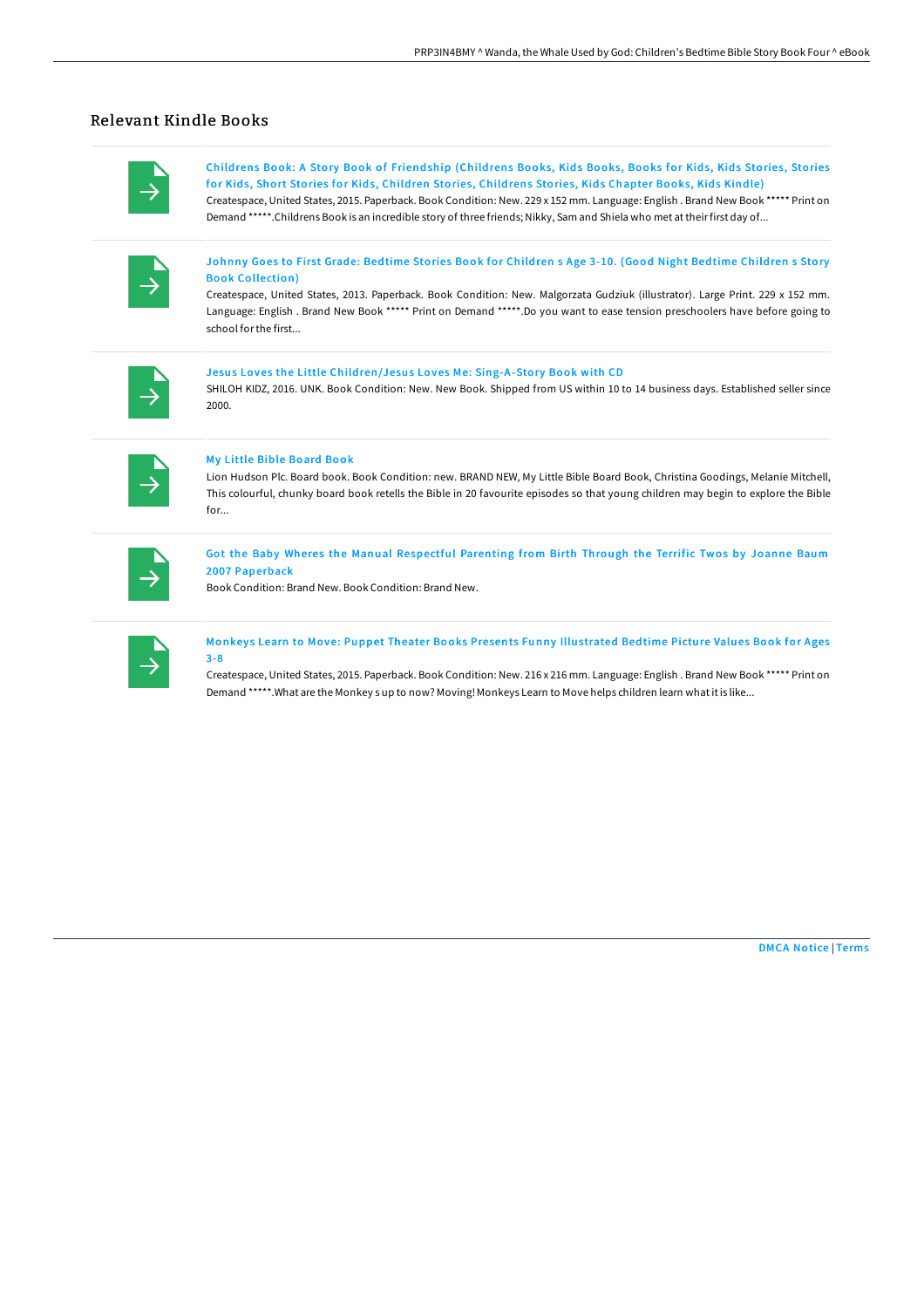## Relevant Kindle Books

**Childrens Book: A Story Book of Friendship (Childrens Books, Kids Books, Books for Kids, Kids Stories, Stories for Kids, Short Stories for Kids, Children Stories, Childrens Stories, Kids Chapter Books, Kids Kindle)**

Createspace, United States, 2015. Paperback. Book Condition: New. 229 x 152 mm. Language: English . Brand New Book ***** Print on Demand *****.Childrens Book is an incredible story of three friends; Nikky, Sam and Shiela who met at their first day of...

**Johnny Goes to First Grade: Bedtime Stories Book for Children s Age 3-10. (Good Night Bedtime Children s Story Book Collection)**

Createspace, United States, 2013. Paperback. Book Condition: New. Malgorzata Gudziuk (illustrator). Large Print. 229 x 152 mm. Language: English . Brand New Book ***** Print on Demand *****.Do you want to ease tension preschoolers have before going to school for the first...

**Jesus Loves the Little Children/Jesus Loves Me: Sing-A-Story Book with CD**

SHILOH KIDZ, 2016. UNK. Book Condition: New. New Book. Shipped from US within 10 to 14 business days. Established seller since 2000.

**My Little Bible Board Book**

Lion Hudson Plc. Board book. Book Condition: new. BRAND NEW, My Little Bible Board Book, Christina Goodings, Melanie Mitchell, This colourful, chunky board book retells the Bible in 20 favourite episodes so that young children may begin to explore the Bible for...

**Got the Baby Wheres the Manual Respectful Parenting from Birth Through the Terrific Twos by Joanne Baum 2007 Paperback**

Book Condition: Brand New. Book Condition: Brand New.

**Monkeys Learn to Move: Puppet Theater Books Presents Funny Illustrated Bedtime Picture Values Book for Ages 3-8**

Createspace, United States, 2015. Paperback. Book Condition: New. 216 x 216 mm. Language: English . Brand New Book ***** Print on Demand *****.What are the Monkey s up to now? Moving! Monkeys Learn to Move helps children learn what it is like...